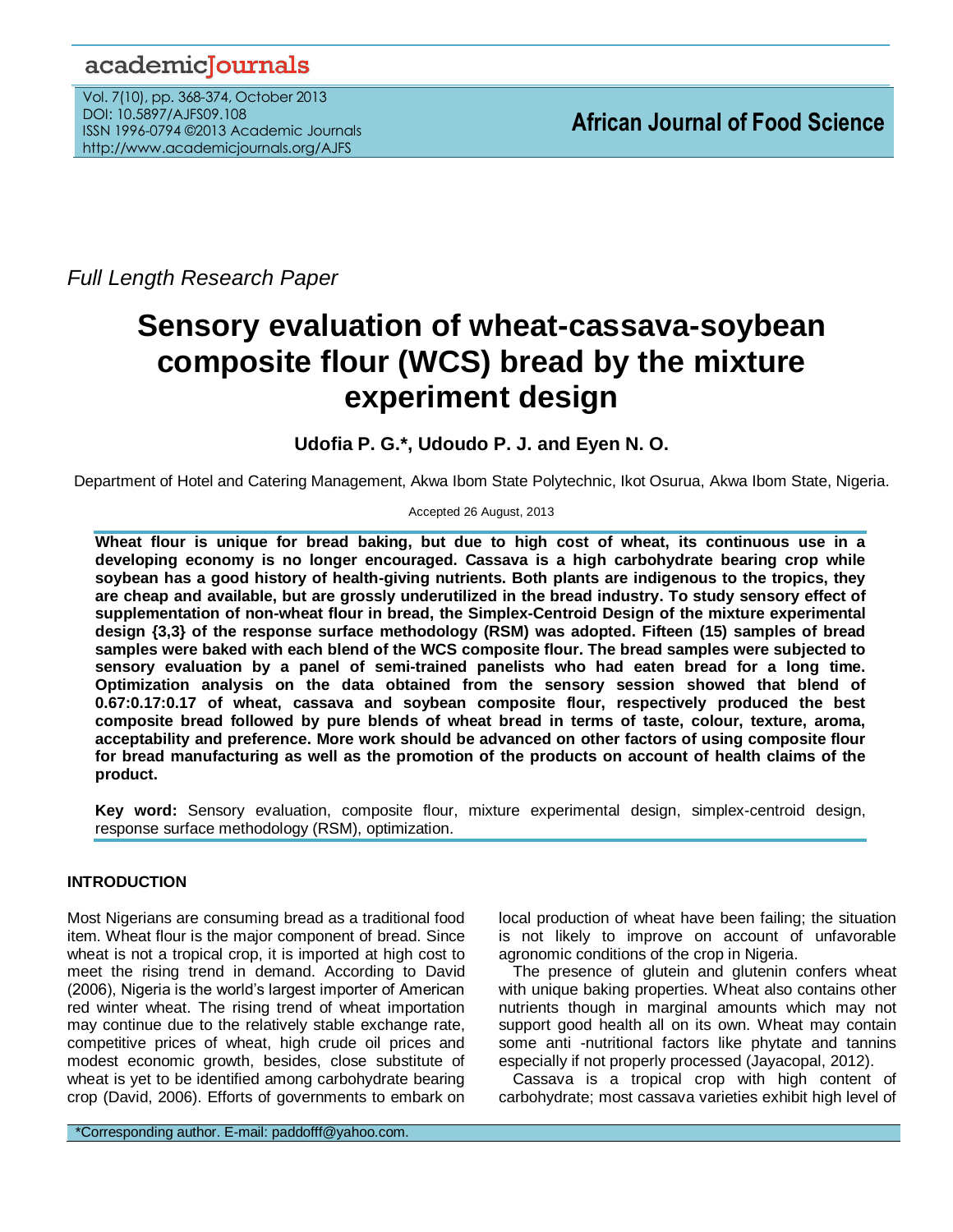*Full Length Research Paper*

# Sensory evaluation of wheat-cassava-soybean composite flour (WCS) bread by the mixture experiment design

**Udofia P. G.*, Udoudo P. J. and Eyen N. O.**

Department of Hotel and Catering Management, Akwa Ibom State Polytechnic, Ikot Osurua, Akwa Ibom State, Nigeria.

Accepted 26 August, 2013

**Wheat flour is unique for bread baking, but due to high cost of wheat, its continuous use in a developing economy is no longer encouraged. Cassava is a high carbohydrate bearing crop while soybean has a good history of health-giving nutrients. Both plants are indigenous to the tropics, they are cheap and available, but are grossly underutilized in the bread industry. To study sensory effect of supplementation of non-wheat flour in bread, the Simplex-Centroid Design of the mixture experimental design {3,3} of the response surface methodology (RSM) was adopted. Fifteen (15) samples of bread samples were baked with each blend of the WCS composite flour. The bread samples were subjected to sensory evaluation by a panel of semi-trained panelists who had eaten bread for a long time. Optimization analysis on the data obtained from the sensory session showed that blend of 0.67:0.17:0.17 of wheat, cassava and soybean composite flour, respectively produced the best composite bread followed by pure blends of wheat bread in terms of taste, colour, texture, aroma, acceptability and preference. More work should be advanced on other factors of using composite flour for bread manufacturing as well as the promotion of the products on account of health claims of the product.**

**Key word:** Sensory evaluation, composite flour, mixture experimental design, simplex-centroid design, response surface methodology (RSM), optimization.

## INTRODUCTION

Most Nigerians are consuming bread as a traditional food item. Wheat flour is the major component of bread. Since wheat is not a tropical crop, it is imported at high cost to meet the rising trend in demand. According to David (2006), Nigeria is the world's largest importer of American red winter wheat. The rising trend of wheat importation may continue due to the relatively stable exchange rate, competitive prices of wheat, high crude oil prices and modest economic growth, besides, close substitute of wheat is yet to be identified among carbohydrate bearing crop (David, 2006). Efforts of governments to embark on local production of wheat have been failing; the situation is not likely to improve on account of unfavorable agronomic conditions of the crop in Nigeria.

The presence of glutein and glutenin confers wheat with unique baking properties. Wheat also contains other nutrients though in marginal amounts which may not support good health all on its own. Wheat may contain some anti -nutritional factors like phytate and tannins especially if not properly processed (Jayacopal, 2012).

Cassava is a tropical crop with high content of carbohydrate; most cassava varieties exhibit high level of

*Corresponding author. E-mail: paddofff@yahoo.com.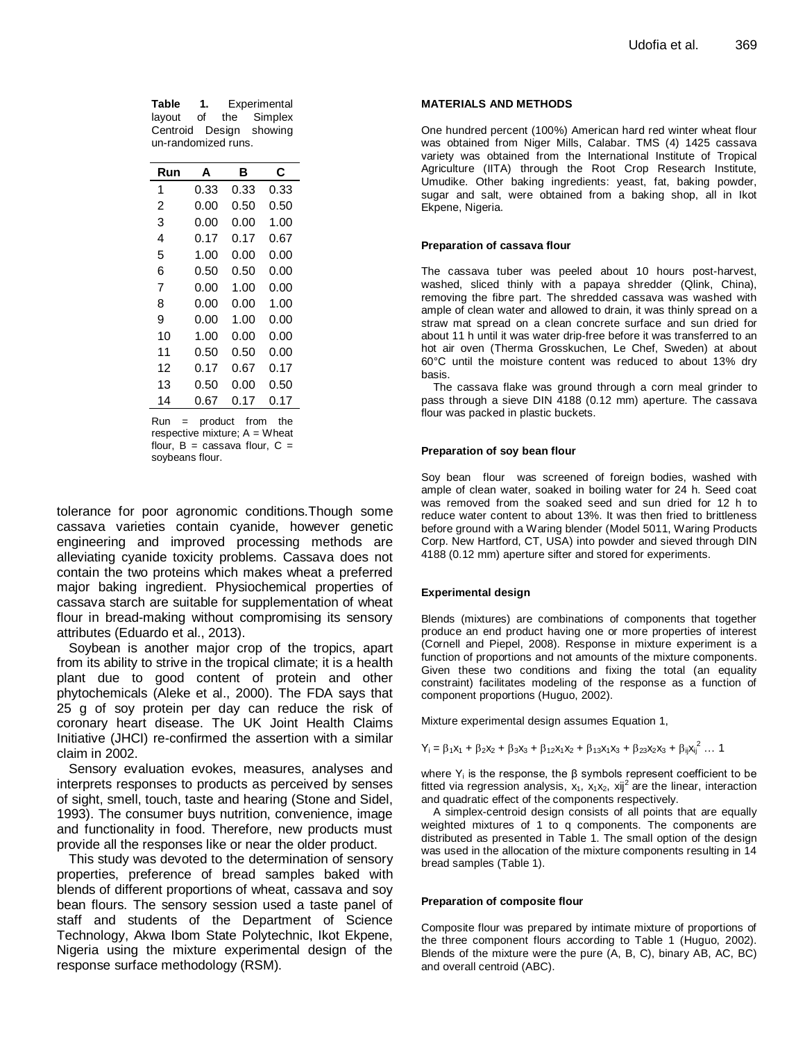**Table 1.** Experimental layout of the Simplex Centroid Design showing un-randomized runs.

| Run | A | B | C |
|---|---|---|---|
| 1 | 0.33 | 0.33 | 0.33 |
| 2 | 0.00 | 0.50 | 0.50 |
| 3 | 0.00 | 0.00 | 1.00 |
| 4 | 0.17 | 0.17 | 0.67 |
| 5 | 1.00 | 0.00 | 0.00 |
| 6 | 0.50 | 0.50 | 0.00 |
| 7 | 0.00 | 1.00 | 0.00 |
| 8 | 0.00 | 0.00 | 1.00 |
| 9 | 0.00 | 1.00 | 0.00 |
| 10 | 1.00 | 0.00 | 0.00 |
| 11 | 0.50 | 0.50 | 0.00 |
| 12 | 0.17 | 0.67 | 0.17 |
| 13 | 0.50 | 0.00 | 0.50 |
| 14 | 0.67 | 0.17 | 0.17 |

Run = product from the respective mixture; A = Wheat flour, B = cassava flour, C = soybeans flour.

tolerance for poor agronomic conditions.Though some cassava varieties contain cyanide, however genetic engineering and improved processing methods are alleviating cyanide toxicity problems. Cassava does not contain the two proteins which makes wheat a preferred major baking ingredient. Physiochemical properties of cassava starch are suitable for supplementation of wheat flour in bread-making without compromising its sensory attributes (Eduardo et al., 2013).

Soybean is another major crop of the tropics, apart from its ability to strive in the tropical climate; it is a health plant due to good content of protein and other phytochemicals (Aleke et al., 2000). The FDA says that 25 g of soy protein per day can reduce the risk of coronary heart disease. The UK Joint Health Claims Initiative (JHCI) re-confirmed the assertion with a similar claim in 2002.

Sensory evaluation evokes, measures, analyses and interprets responses to products as perceived by senses of sight, smell, touch, taste and hearing (Stone and Sidel, 1993). The consumer buys nutrition, convenience, image and functionality in food. Therefore, new products must provide all the responses like or near the older product.

This study was devoted to the determination of sensory properties, preference of bread samples baked with blends of different proportions of wheat, cassava and soy bean flours. The sensory session used a taste panel of staff and students of the Department of Science Technology, Akwa Ibom State Polytechnic, Ikot Ekpene, Nigeria using the mixture experimental design of the response surface methodology (RSM).

## MATERIALS AND METHODS

One hundred percent (100%) American hard red winter wheat flour was obtained from Niger Mills, Calabar. TMS (4) 1425 cassava variety was obtained from the International Institute of Tropical Agriculture (IITA) through the Root Crop Research Institute, Umudike. Other baking ingredients: yeast, fat, baking powder, sugar and salt, were obtained from a baking shop, all in Ikot Ekpene, Nigeria.

### Preparation of cassava flour

The cassava tuber was peeled about 10 hours post-harvest, washed, sliced thinly with a papaya shredder (Qlink, China), removing the fibre part. The shredded cassava was washed with ample of clean water and allowed to drain, it was thinly spread on a straw mat spread on a clean concrete surface and sun dried for about 11 h until it was water drip-free before it was transferred to an hot air oven (Therma Grosskuchen, Le Chef, Sweden) at about 60°C until the moisture content was reduced to about 13% dry basis.

The cassava flake was ground through a corn meal grinder to pass through a sieve DIN 4188 (0.12 mm) aperture. The cassava flour was packed in plastic buckets.

### Preparation of soy bean flour

Soy bean flour was screened of foreign bodies, washed with ample of clean water, soaked in boiling water for 24 h. Seed coat was removed from the soaked seed and sun dried for 12 h to reduce water content to about 13%. It was then fried to brittleness before ground with a Waring blender (Model 5011, Waring Products Corp. New Hartford, CT, USA) into powder and sieved through DIN 4188 (0.12 mm) aperture sifter and stored for experiments.

### Experimental design

Blends (mixtures) are combinations of components that together produce an end product having one or more properties of interest (Cornell and Piepel, 2008). Response in mixture experiment is a function of proportions and not amounts of the mixture components. Given these two conditions and fixing the total (an equality constraint) facilitates modeling of the response as a function of component proportions (Huguo, 2002).

Mixture experimental design assumes Equation 1,

$$Y_i = \beta_1 x_1 + \beta_2 x_2 + \beta_3 x_3 + \beta_{12} x_1 x_2 + \beta_{13} x_1 x_3 + \beta_{23} x_2 x_3 + \beta_{ij} x_{ij}^2 \ldots 1$$

where $Y_i$ is the response, the β symbols represent coefficient to be fitted via regression analysis, $x_1$, $x_1x_2$, $xij^2$ are the linear, interaction and quadratic effect of the components respectively.

A simplex-centroid design consists of all points that are equally weighted mixtures of 1 to q components. The components are distributed as presented in Table 1. The small option of the design was used in the allocation of the mixture components resulting in 14 bread samples (Table 1).

### Preparation of composite flour

Composite flour was prepared by intimate mixture of proportions of the three component flours according to Table 1 (Huguo, 2002). Blends of the mixture were the pure (A, B, C), binary AB, AC, BC) and overall centroid (ABC).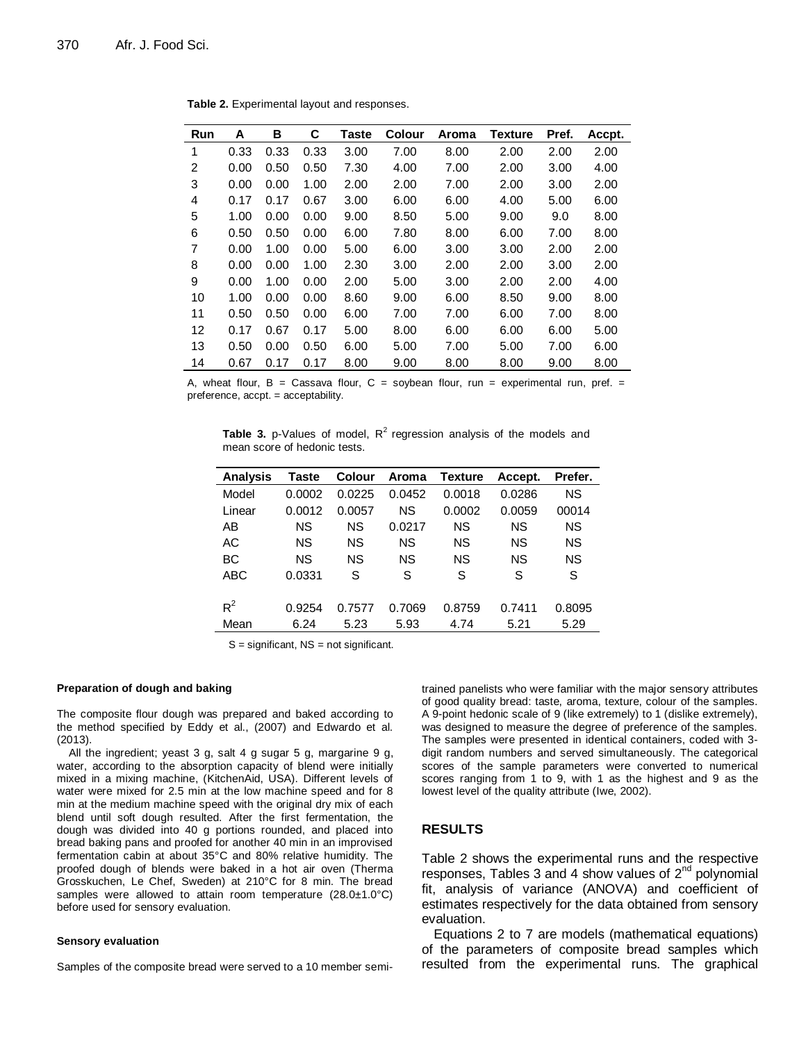**Table 2.** Experimental layout and responses.

| Run | A | B | C | Taste | Colour | Aroma | Texture | Pref. | Accpt. |
|---|---|---|---|---|---|---|---|---|---|
| 1 | 0.33 | 0.33 | 0.33 | 3.00 | 7.00 | 8.00 | 2.00 | 2.00 | 2.00 |
| 2 | 0.00 | 0.50 | 0.50 | 7.30 | 4.00 | 7.00 | 2.00 | 3.00 | 4.00 |
| 3 | 0.00 | 0.00 | 1.00 | 2.00 | 2.00 | 7.00 | 2.00 | 3.00 | 2.00 |
| 4 | 0.17 | 0.17 | 0.67 | 3.00 | 6.00 | 6.00 | 4.00 | 5.00 | 6.00 |
| 5 | 1.00 | 0.00 | 0.00 | 9.00 | 8.50 | 5.00 | 9.00 | 9.0 | 8.00 |
| 6 | 0.50 | 0.50 | 0.00 | 6.00 | 7.80 | 8.00 | 6.00 | 7.00 | 8.00 |
| 7 | 0.00 | 1.00 | 0.00 | 5.00 | 6.00 | 3.00 | 3.00 | 2.00 | 2.00 |
| 8 | 0.00 | 0.00 | 1.00 | 2.30 | 3.00 | 2.00 | 2.00 | 3.00 | 2.00 |
| 9 | 0.00 | 1.00 | 0.00 | 2.00 | 5.00 | 3.00 | 2.00 | 2.00 | 4.00 |
| 10 | 1.00 | 0.00 | 0.00 | 8.60 | 9.00 | 6.00 | 8.50 | 9.00 | 8.00 |
| 11 | 0.50 | 0.50 | 0.00 | 6.00 | 7.00 | 7.00 | 6.00 | 7.00 | 8.00 |
| 12 | 0.17 | 0.67 | 0.17 | 5.00 | 8.00 | 6.00 | 6.00 | 6.00 | 5.00 |
| 13 | 0.50 | 0.00 | 0.50 | 6.00 | 5.00 | 7.00 | 5.00 | 7.00 | 6.00 |
| 14 | 0.67 | 0.17 | 0.17 | 8.00 | 9.00 | 8.00 | 8.00 | 9.00 | 8.00 |

A, wheat flour, B = Cassava flour, C = soybean flour, run = experimental run, pref. = preference, accpt. = acceptability.

**Table 3.** p-Values of model, $R^2$ regression analysis of the models and mean score of hedonic tests.

| Analysis | Taste | Colour | Aroma | Texture | Accept. | Prefer. |
|---|---|---|---|---|---|---|
| Model | 0.0002 | 0.0225 | 0.0452 | 0.0018 | 0.0286 | NS |
| Linear | 0.0012 | 0.0057 | NS | 0.0002 | 0.0059 | 00014 |
| AB | NS | NS | 0.0217 | NS | NS | NS |
| AC | NS | NS | NS | NS | NS | NS |
| BC | NS | NS | NS | NS | NS | NS |
| ABC | 0.0331 | S | S | S | S | S |
| $R^2$ | 0.9254 | 0.7577 | 0.7069 | 0.8759 | 0.7411 | 0.8095 |
| Mean | 6.24 | 5.23 | 5.93 | 4.74 | 5.21 | 5.29 |

S = significant, NS = not significant.

#### Preparation of dough and baking

The composite flour dough was prepared and baked according to the method specified by Eddy et al., (2007) and Edwardo et al. (2013).

All the ingredient; yeast 3 g, salt 4 g sugar 5 g, margarine 9 g, water, according to the absorption capacity of blend were initially mixed in a mixing machine, (KitchenAid, USA). Different levels of water were mixed for 2.5 min at the low machine speed and for 8 min at the medium machine speed with the original dry mix of each blend until soft dough resulted. After the first fermentation, the dough was divided into 40 g portions rounded, and placed into bread baking pans and proofed for another 40 min in an improvised fermentation cabin at about 35°C and 80% relative humidity. The proofed dough of blends were baked in a hot air oven (Therma Grosskuchen, Le Chef, Sweden) at 210°C for 8 min. The bread samples were allowed to attain room temperature (28.0±1.0°C) before used for sensory evaluation.

#### Sensory evaluation

Samples of the composite bread were served to a 10 member semi-trained panelists who were familiar with the major sensory attributes of good quality bread: taste, aroma, texture, colour of the samples. A 9-point hedonic scale of 9 (like extremely) to 1 (dislike extremely), was designed to measure the degree of preference of the samples. The samples were presented in identical containers, coded with 3-digit random numbers and served simultaneously. The categorical scores of the sample parameters were converted to numerical scores ranging from 1 to 9, with 1 as the highest and 9 as the lowest level of the quality attribute (Iwe, 2002).

## RESULTS

Table 2 shows the experimental runs and the respective responses, Tables 3 and 4 show values of $2^{nd}$ polynomial fit, analysis of variance (ANOVA) and coefficient of estimates respectively for the data obtained from sensory evaluation.

Equations 2 to 7 are models (mathematical equations) of the parameters of composite bread samples which resulted from the experimental runs. The graphical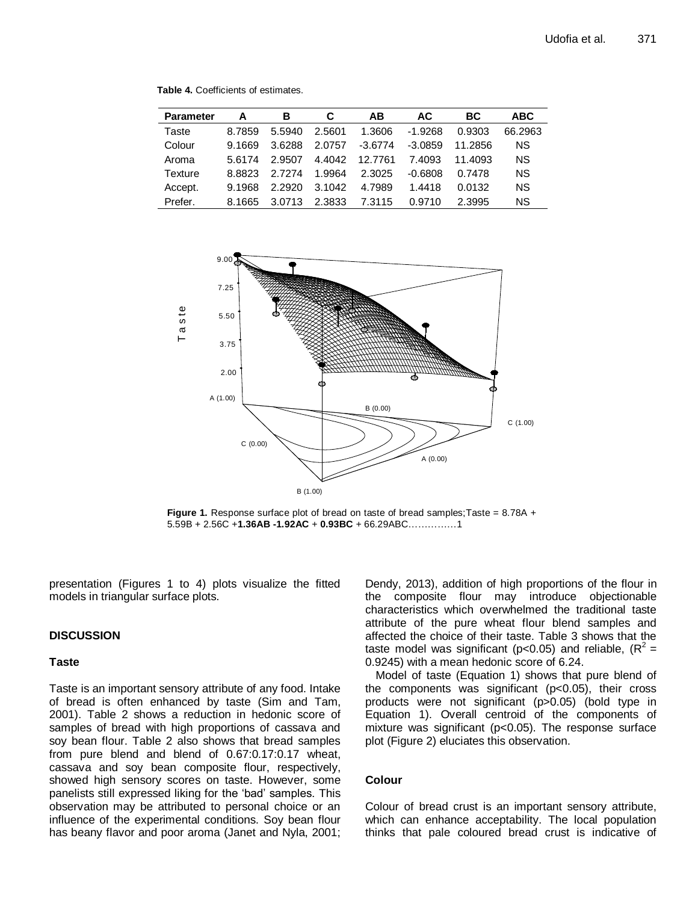**Table 4.** Coefficients of estimates.

| Parameter | A | B | C | AB | AC | BC | ABC |
|---|---|---|---|---|---|---|---|
| Taste | 8.7859 | 5.5940 | 2.5601 | 1.3606 | -1.9268 | 0.9303 | 66.2963 |
| Colour | 9.1669 | 3.6288 | 2.0757 | -3.6774 | -3.0859 | 11.2856 | NS |
| Aroma | 5.6174 | 2.9507 | 4.4042 | 12.7761 | 7.4093 | 11.4093 | NS |
| Texture | 8.8823 | 2.7274 | 1.9964 | 2.3025 | -0.6808 | 0.7478 | NS |
| Accept. | 9.1968 | 2.2920 | 3.1042 | 4.7989 | 1.4418 | 0.0132 | NS |
| Prefer. | 8.1665 | 3.0713 | 2.3833 | 7.3115 | 0.9710 | 2.3995 | NS |

**Figure 1.** Response surface plot of bread on taste of bread samples;Taste = 8.78A + 5.59B + 2.56C +**1.36AB -1.92AC** + **0.93BC** + 66.29ABC……………1

presentation (Figures 1 to 4) plots visualize the fitted models in triangular surface plots.

## DISCUSSION

### Taste

Taste is an important sensory attribute of any food. Intake of bread is often enhanced by taste (Sim and Tam, 2001). Table 2 shows a reduction in hedonic score of samples of bread with high proportions of cassava and soy bean flour. Table 2 also shows that bread samples from pure blend and blend of 0.67:0.17:0.17 wheat, cassava and soy bean composite flour, respectively, showed high sensory scores on taste. However, some panelists still expressed liking for the 'bad' samples. This observation may be attributed to personal choice or an influence of the experimental conditions. Soy bean flour has beany flavor and poor aroma (Janet and Nyla, 2001; Dendy, 2013), addition of high proportions of the flour in the composite flour may introduce objectionable characteristics which overwhelmed the traditional taste attribute of the pure wheat flour blend samples and affected the choice of their taste. Table 3 shows that the taste model was significant ($p<0.05$) and reliable, ($R^2$ = 0.9245) with a mean hedonic score of 6.24.

Model of taste (Equation 1) shows that pure blend of the components was significant ($p<0.05$), their cross products were not significant ($p>0.05$) (bold type in Equation 1). Overall centroid of the components of mixture was significant ($p<0.05$). The response surface plot (Figure 2) eluciates this observation.

### Colour

Colour of bread crust is an important sensory attribute, which can enhance acceptability. The local population thinks that pale coloured bread crust is indicative of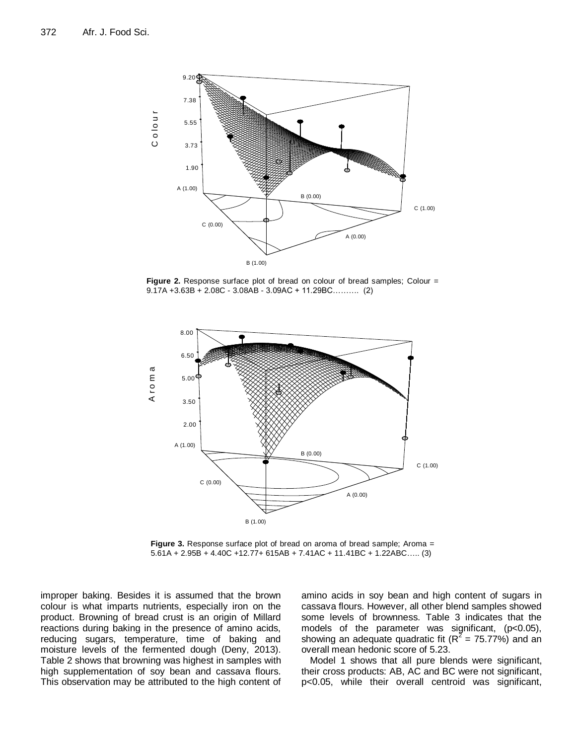**Figure 2.** Response surface plot of bread on colour of bread samples; Colour = 9.17A +3.63B + 2.08C - 3.08AB - 3.09AC + 11.29BC………. (2)

**Figure 3.** Response surface plot of bread on aroma of bread sample; Aroma = 5.61A + 2.95B + 4.40C +12.77+ 615AB + 7.41AC + 11.41BC + 1.22ABC….. (3)

improper baking. Besides it is assumed that the brown colour is what imparts nutrients, especially iron on the product. Browning of bread crust is an origin of Millard reactions during baking in the presence of amino acids, reducing sugars, temperature, time of baking and moisture levels of the fermented dough (Deny, 2013). Table 2 shows that browning was highest in samples with high supplementation of soy bean and cassava flours. This observation may be attributed to the high content of amino acids in soy bean and high content of sugars in cassava flours. However, all other blend samples showed some levels of brownness. Table 3 indicates that the models of the parameter was significant, ($p<0.05$), showing an adequate quadratic fit ($R^2$ = 75.77%) and an overall mean hedonic score of 5.23.

Model 1 shows that all pure blends were significant, their cross products: AB, AC and BC were not significant, $p<0.05$, while their overall centroid was significant,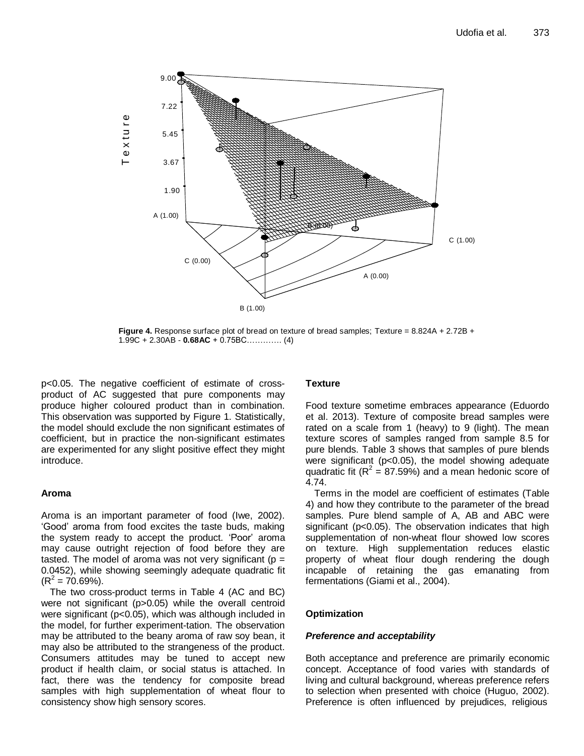**Figure 4.** Response surface plot of bread on texture of bread samples; Texture = 8.824A + 2.72B + 1.99C + 2.30AB - **0.68AC** + 0.75BC…………. (4)

p<0.05. The negative coefficient of estimate of cross-product of AC suggested that pure components may produce higher coloured product than in combination. This observation was supported by Figure 1. Statistically, the model should exclude the non significant estimates of coefficient, but in practice the non-significant estimates are experimented for any slight positive effect they might introduce.

#### Aroma

Aroma is an important parameter of food (Iwe, 2002). 'Good' aroma from food excites the taste buds, making the system ready to accept the product. 'Poor' aroma may cause outright rejection of food before they are tasted. The model of aroma was not very significant ($p = 0.0452$), while showing seemingly adequate quadratic fit ($R^2 = 70.69\%$).

The two cross-product terms in Table 4 (AC and BC) were not significant ($p>0.05$) while the overall centroid were significant ($p<0.05$), which was although included in the model, for further experiment-tation. The observation may be attributed to the beany aroma of raw soy bean, it may also be attributed to the strangeness of the product. Consumers attitudes may be tuned to accept new product if health claim, or social status is attached. In fact, there was the tendency for composite bread samples with high supplementation of wheat flour to consistency show high sensory scores.

#### Texture

Food texture sometime embraces appearance (Eduordo et al. 2013). Texture of composite bread samples were rated on a scale from 1 (heavy) to 9 (light). The mean texture scores of samples ranged from sample 8.5 for pure blends. Table 3 shows that samples of pure blends were significant ($p<0.05$), the model showing adequate quadratic fit ($R^2 = 87.59\%$) and a mean hedonic score of 4.74.

Terms in the model are coefficient of estimates (Table 4) and how they contribute to the parameter of the bread samples. Pure blend sample of A, AB and ABC were significant ($p<0.05$). The observation indicates that high supplementation of non-wheat flour showed low scores on texture. High supplementation reduces elastic property of wheat flour dough rendering the dough incapable of retaining the gas emanating from fermentations (Giami et al., 2004).

#### Optimization

##### *Preference and acceptability*

Both acceptance and preference are primarily economic concept. Acceptance of food varies with standards of living and cultural background, whereas preference refers to selection when presented with choice (Huguo, 2002). Preference is often influenced by prejudices, religious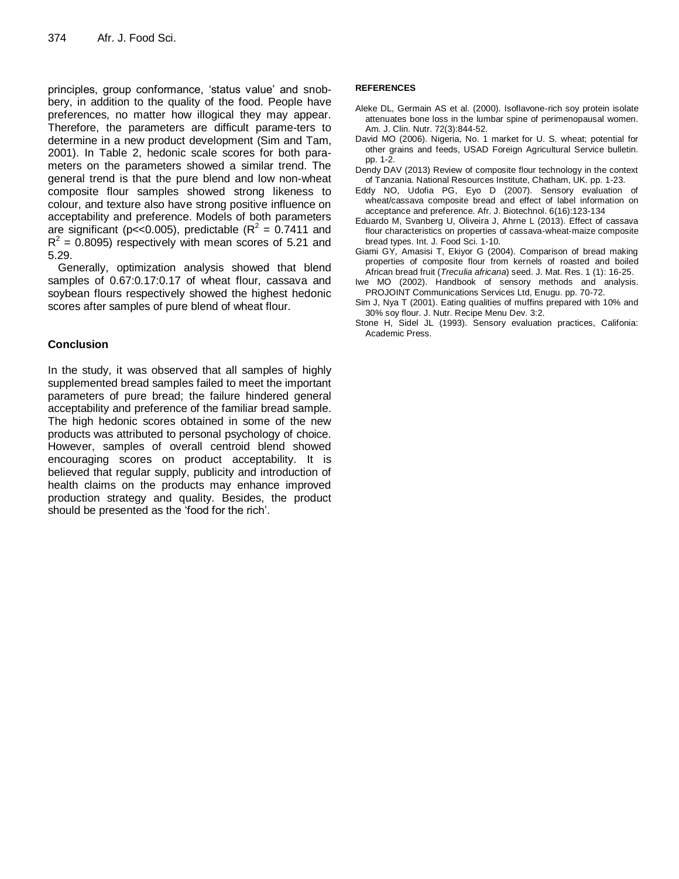principles, group conformance, 'status value' and snobbery, in addition to the quality of the food. People have preferences, no matter how illogical they may appear. Therefore, the parameters are difficult parame-ters to determine in a new product development (Sim and Tam, 2001). In Table 2, hedonic scale scores for both parameters on the parameters showed a similar trend. The general trend is that the pure blend and low non-wheat composite flour samples showed strong likeness to colour, and texture also have strong positive influence on acceptability and preference. Models of both parameters are significant ($p << 0.005$), predictable ($R^2$ = 0.7411 and $R^2$ = 0.8095) respectively with mean scores of 5.21 and 5.29.

Generally, optimization analysis showed that blend samples of 0.67:0.17:0.17 of wheat flour, cassava and soybean flours respectively showed the highest hedonic scores after samples of pure blend of wheat flour.

## Conclusion

In the study, it was observed that all samples of highly supplemented bread samples failed to meet the important parameters of pure bread; the failure hindered general acceptability and preference of the familiar bread sample. The high hedonic scores obtained in some of the new products was attributed to personal psychology of choice. However, samples of overall centroid blend showed encouraging scores on product acceptability. It is believed that regular supply, publicity and introduction of health claims on the products may enhance improved production strategy and quality. Besides, the product should be presented as the 'food for the rich'.

## REFERENCES

Aleke DL, Germain AS et al. (2000). Isoflavone-rich soy protein isolate attenuates bone loss in the lumbar spine of perimenopausal women. Am. J. Clin. Nutr. 72(3):844-52.

David MO (2006). Nigeria, No. 1 market for U. S. wheat; potential for other grains and feeds, USAD Foreign Agricultural Service bulletin. pp. 1-2.

Dendy DAV (2013) Review of composite flour technology in the context of Tanzania. National Resources Institute, Chatham, UK. pp. 1-23.

Eddy NO, Udofia PG, Eyo D (2007). Sensory evaluation of wheat/cassava composite bread and effect of label information on acceptance and preference. Afr. J. Biotechnol. 6(16):123-134

Eduardo M, Svanberg U, Oliveira J, Ahrne L (2013). Effect of cassava flour characteristics on properties of cassava-wheat-maize composite bread types. Int. J. Food Sci. 1-10.

Giami GY, Amasisi T, Ekiyor G (2004). Comparison of bread making properties of composite flour from kernels of roasted and boiled African bread fruit (*Treculia africana*) seed. J. Mat. Res. 1 (1): 16-25.

Iwe MO (2002). Handbook of sensory methods and analysis. PROJOINT Communications Services Ltd, Enugu. pp. 70-72.

Sim J, Nya T (2001). Eating qualities of muffins prepared with 10% and 30% soy flour. J. Nutr. Recipe Menu Dev. 3:2.

Stone H, Sidel JL (1993). Sensory evaluation practices, Califonia: Academic Press.